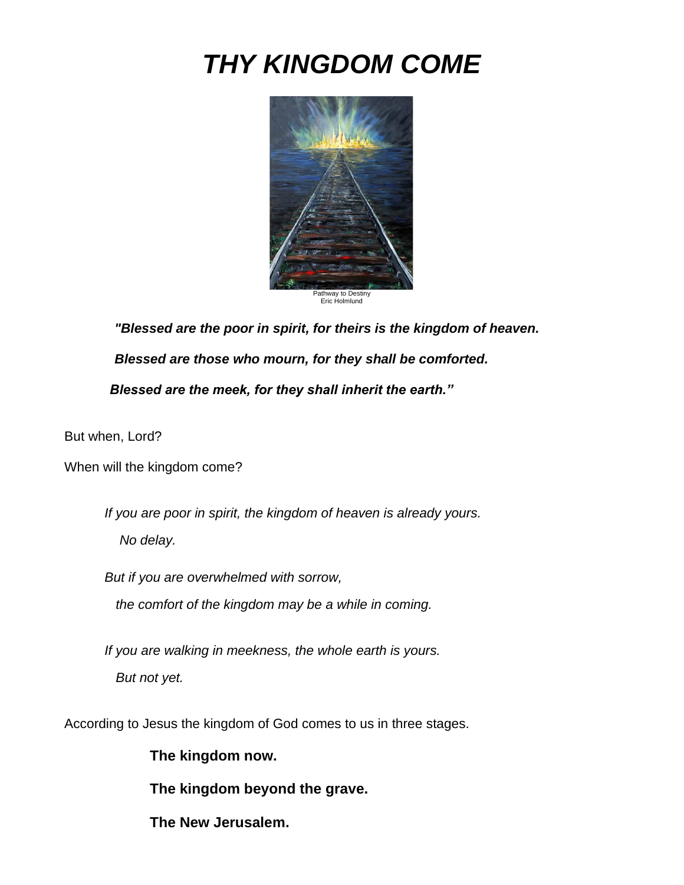# *THY KINGDOM COME*

Pathway to Destiny
Eric Holmlund

***"Blessed are the poor in spirit, for theirs is the kingdom of heaven.***

***Blessed are those who mourn, for they shall be comforted.***

***Blessed are the meek, for they shall inherit the earth."***

But when, Lord?

When will the kingdom come?

*If you are poor in spirit, the kingdom of heaven is already yours.*

*No delay.*

*But if you are overwhelmed with sorrow,*

*the comfort of the kingdom may be a while in coming.*

*If you are walking in meekness, the whole earth is yours.*

*But not yet.*

According to Jesus the kingdom of God comes to us in three stages.

**The kingdom now.**

**The kingdom beyond the grave.**

**The New Jerusalem.**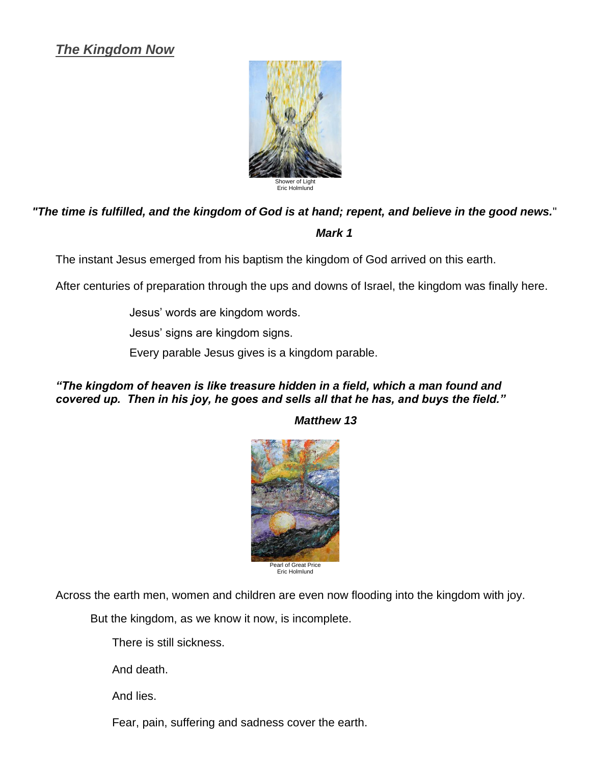## ***The Kingdom Now***

Shower of Light
Eric Holmlund

***"The time is fulfilled, and the kingdom of God is at hand; repent, and believe in the good news."***

***Mark 1***

The instant Jesus emerged from his baptism the kingdom of God arrived on this earth.

After centuries of preparation through the ups and downs of Israel, the kingdom was finally here.

Jesus' words are kingdom words.

Jesus' signs are kingdom signs.

Every parable Jesus gives is a kingdom parable.

***"The kingdom of heaven is like treasure hidden in a field, which a man found and covered up. Then in his joy, he goes and sells all that he has, and buys the field."***

***Matthew 13***

Pearl of Great Price
Eric Holmlund

Across the earth men, women and children are even now flooding into the kingdom with joy.

But the kingdom, as we know it now, is incomplete.

There is still sickness.

And death.

And lies.

Fear, pain, suffering and sadness cover the earth.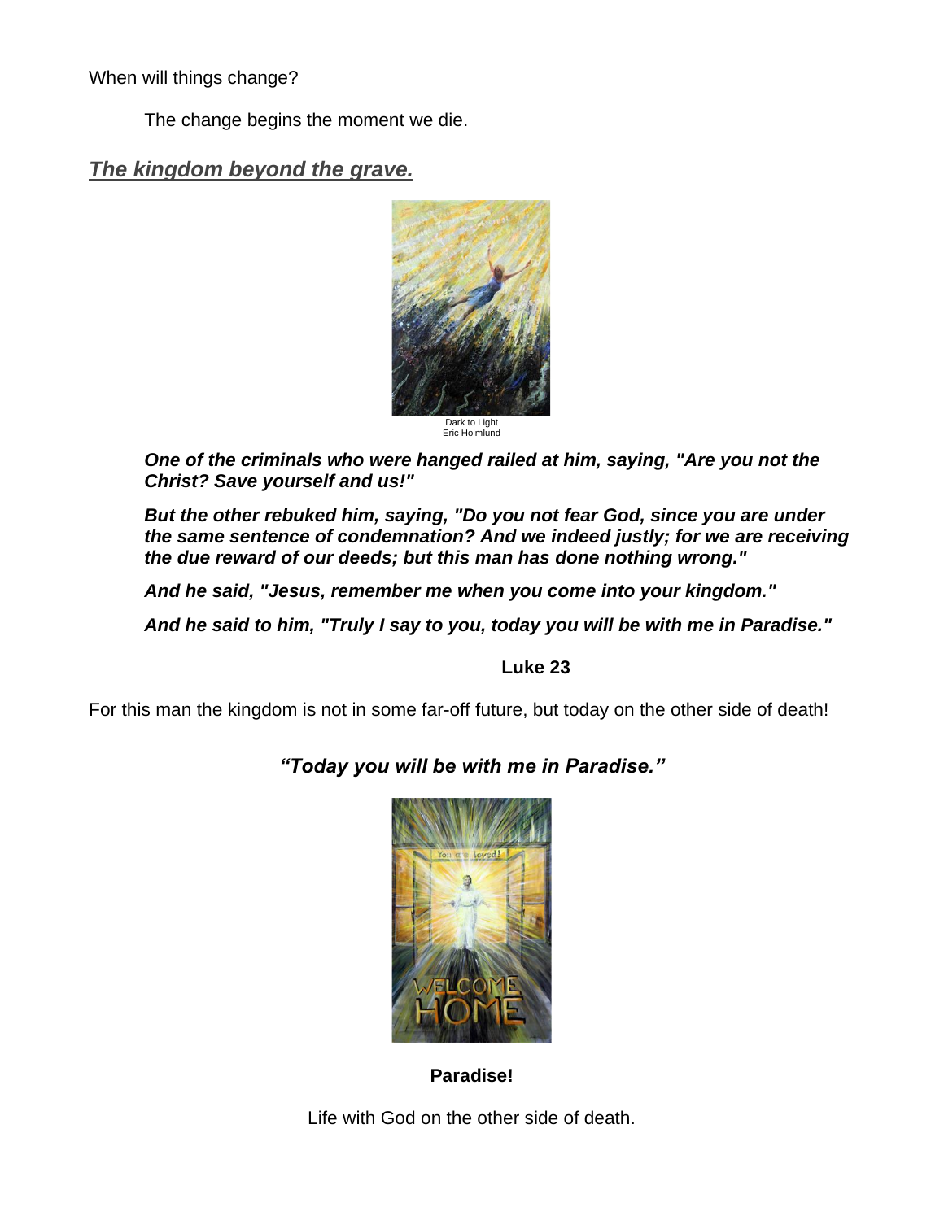When will things change?

The change begins the moment we die.

## ***The kingdom beyond the grave.***

Dark to Light
Eric Holmlund

***One of the criminals who were hanged railed at him, saying, "Are you not the Christ? Save yourself and us!"***

***But the other rebuked him, saying, "Do you not fear God, since you are under the same sentence of condemnation? And we indeed justly; for we are receiving the due reward of our deeds; but this man has done nothing wrong."***

***And he said, "Jesus, remember me when you come into your kingdom."***

***And he said to him, "Truly I say to you, today you will be with me in Paradise."***

**Luke 23**

For this man the kingdom is not in some far-off future, but today on the other side of death!

***"Today you will be with me in Paradise."***

**Paradise!**

Life with God on the other side of death.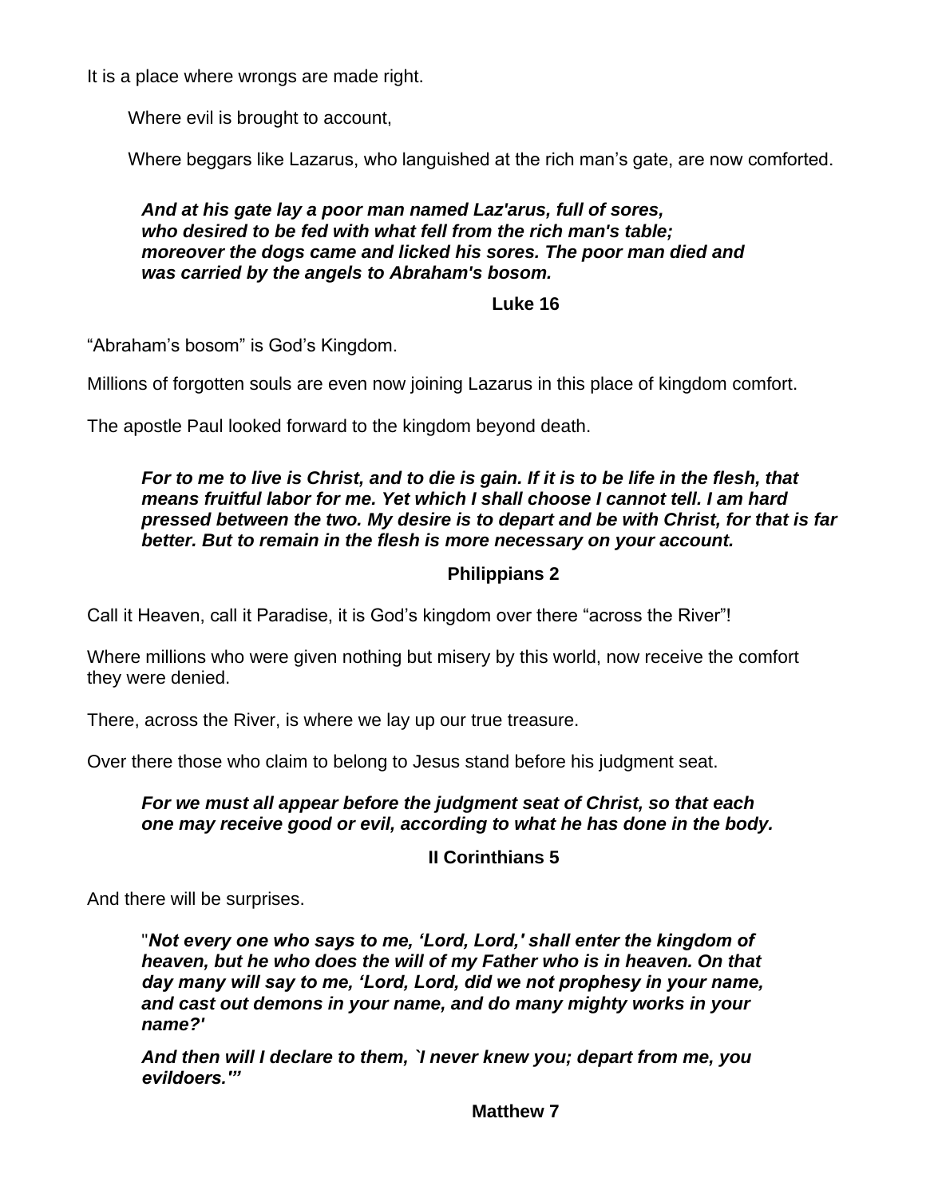It is a place where wrongs are made right.

Where evil is brought to account,

Where beggars like Lazarus, who languished at the rich man's gate, are now comforted.

> ***And at his gate lay a poor man named Laz'arus, full of sores, who desired to be fed with what fell from the rich man's table; moreover the dogs came and licked his sores. The poor man died and was carried by the angels to Abraham's bosom.***
>
> **Luke 16**

"Abraham's bosom" is God's Kingdom.

Millions of forgotten souls are even now joining Lazarus in this place of kingdom comfort.

The apostle Paul looked forward to the kingdom beyond death.

> ***For to me to live is Christ, and to die is gain. If it is to be life in the flesh, that means fruitful labor for me. Yet which I shall choose I cannot tell. I am hard pressed between the two. My desire is to depart and be with Christ, for that is far better. But to remain in the flesh is more necessary on your account.***
>
> **Philippians 2**

Call it Heaven, call it Paradise, it is God's kingdom over there "across the River"!

Where millions who were given nothing but misery by this world, now receive the comfort they were denied.

There, across the River, is where we lay up our true treasure.

Over there those who claim to belong to Jesus stand before his judgment seat.

> ***For we must all appear before the judgment seat of Christ, so that each one may receive good or evil, according to what he has done in the body.***
>
> **II Corinthians 5**

And there will be surprises.

> "***Not every one who says to me, 'Lord, Lord,' shall enter the kingdom of heaven, but he who does the will of my Father who is in heaven. On that day many will say to me, 'Lord, Lord, did we not prophesy in your name, and cast out demons in your name, and do many mighty works in your name?'***
>
> ***And then will I declare to them, `I never knew you; depart from me, you evildoers.'"***
>
> **Matthew 7**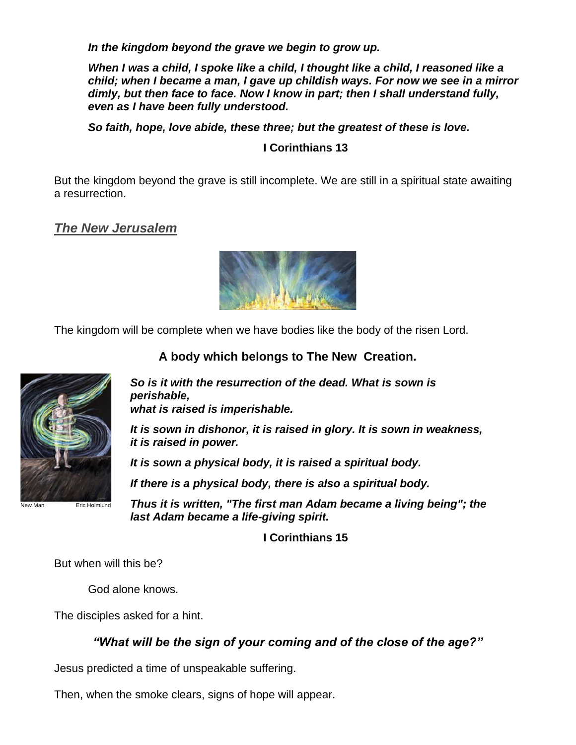***In the kingdom beyond the grave we begin to grow up.***

***When I was a child, I spoke like a child, I thought like a child, I reasoned like a child; when I became a man, I gave up childish ways. For now we see in a mirror dimly, but then face to face. Now I know in part; then I shall understand fully, even as I have been fully understood.***

***So faith, hope, love abide, these three; but the greatest of these is love.***

**I Corinthians 13**

But the kingdom beyond the grave is still incomplete. We are still in a spiritual state awaiting a resurrection.

## ***The New Jerusalem***

The kingdom will be complete when we have bodies like the body of the risen Lord.

**A body which belongs to The New Creation.**

New Man Eric Holmlund

***So is it with the resurrection of the dead. What is sown is perishable,***
***what is raised is imperishable.***

***It is sown in dishonor, it is raised in glory. It is sown in weakness, it is raised in power.***

***It is sown a physical body, it is raised a spiritual body.***

***If there is a physical body, there is also a spiritual body.***

***Thus it is written, "The first man Adam became a living being"; the last Adam became a life-giving spirit.***

**I Corinthians 15**

But when will this be?

God alone knows.

The disciples asked for a hint.

***"What will be the sign of your coming and of the close of the age?"***

Jesus predicted a time of unspeakable suffering.

Then, when the smoke clears, signs of hope will appear.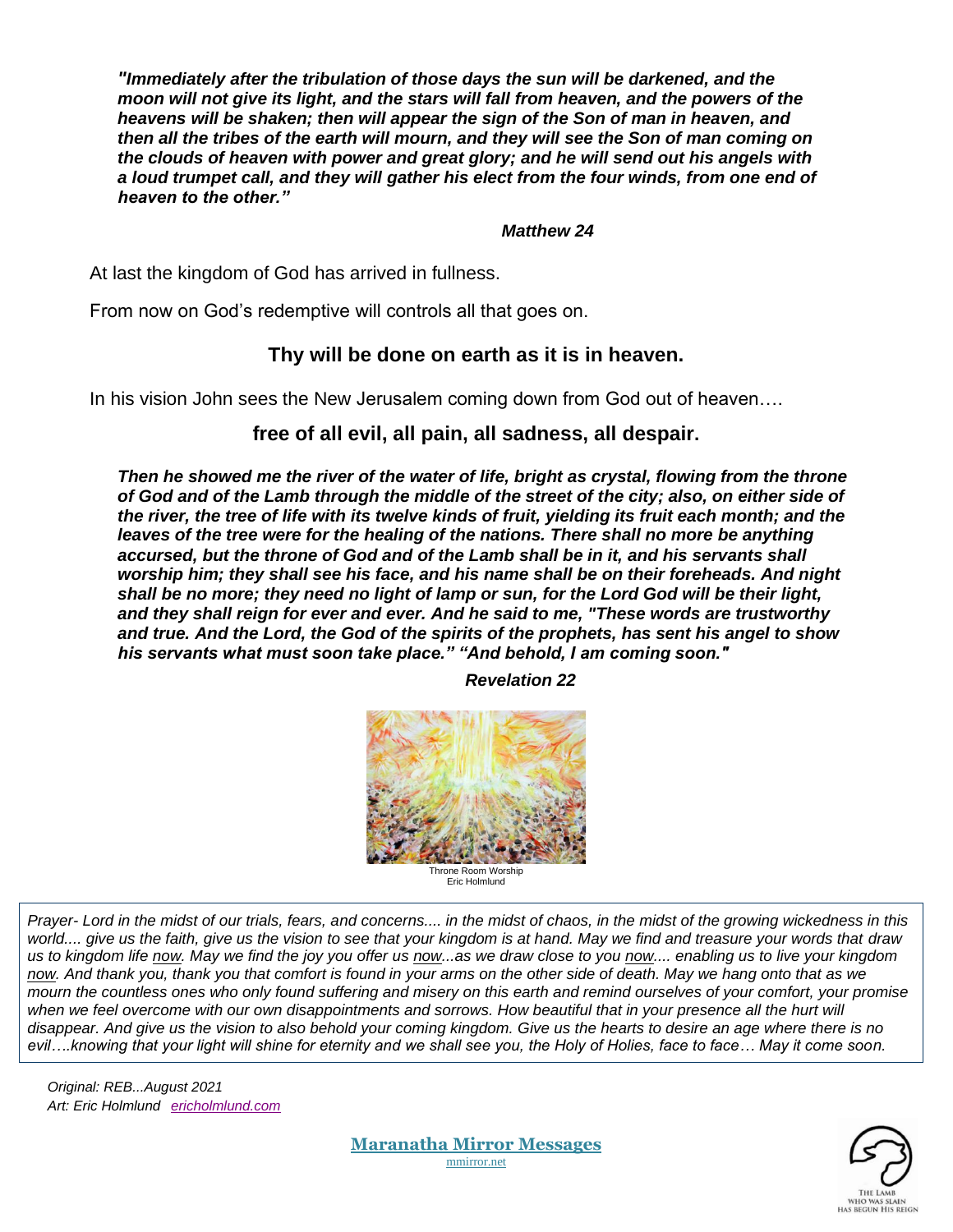***"Immediately after the tribulation of those days the sun will be darkened, and the moon will not give its light, and the stars will fall from heaven, and the powers of the heavens will be shaken; then will appear the sign of the Son of man in heaven, and then all the tribes of the earth will mourn, and they will see the Son of man coming on the clouds of heaven with power and great glory; and he will send out his angels with a loud trumpet call, and they will gather his elect from the four winds, from one end of heaven to the other."***

***Matthew 24***

At last the kingdom of God has arrived in fullness.

From now on God's redemptive will controls all that goes on.

**Thy will be done on earth as it is in heaven.**

In his vision John sees the New Jerusalem coming down from God out of heaven….

**free of all evil, all pain, all sadness, all despair.**

***Then he showed me the river of the water of life, bright as crystal, flowing from the throne of God and of the Lamb through the middle of the street of the city; also, on either side of the river, the tree of life with its twelve kinds of fruit, yielding its fruit each month; and the leaves of the tree were for the healing of the nations. There shall no more be anything accursed, but the throne of God and of the Lamb shall be in it, and his servants shall worship him; they shall see his face, and his name shall be on their foreheads. And night shall be no more; they need no light of lamp or sun, for the Lord God will be their light, and they shall reign for ever and ever. And he said to me, "These words are trustworthy and true. And the Lord, the God of the spirits of the prophets, has sent his angel to show his servants what must soon take place." "And behold, I am coming soon."***

***Revelation 22***

Throne Room Worship
Eric Holmlund

*Prayer- Lord in the midst of our trials, fears, and concerns.... in the midst of chaos, in the midst of the growing wickedness in this world.... give us the faith, give us the vision to see that your kingdom is at hand. May we find and treasure your words that draw us to kingdom life now. May we find the joy you offer us now...as we draw close to you now.... enabling us to live your kingdom now. And thank you, thank you that comfort is found in your arms on the other side of death. May we hang onto that as we mourn the countless ones who only found suffering and misery on this earth and remind ourselves of your comfort, your promise when we feel overcome with our own disappointments and sorrows. How beautiful that in your presence all the hurt will disappear. And give us the vision to also behold your coming kingdom. Give us the hearts to desire an age where there is no evil….knowing that your light will shine for eternity and we shall see you, the Holy of Holies, face to face… May it come soon.*

*Original: REB...August 2021*
*Art: Eric Holmlund [ericholmlund.com](ericholmlund.com)*

**Maranatha Mirror Messages**
mmirror.net

THE LAMB WHO WAS SLAIN HAS BEGUN HIS REIGN